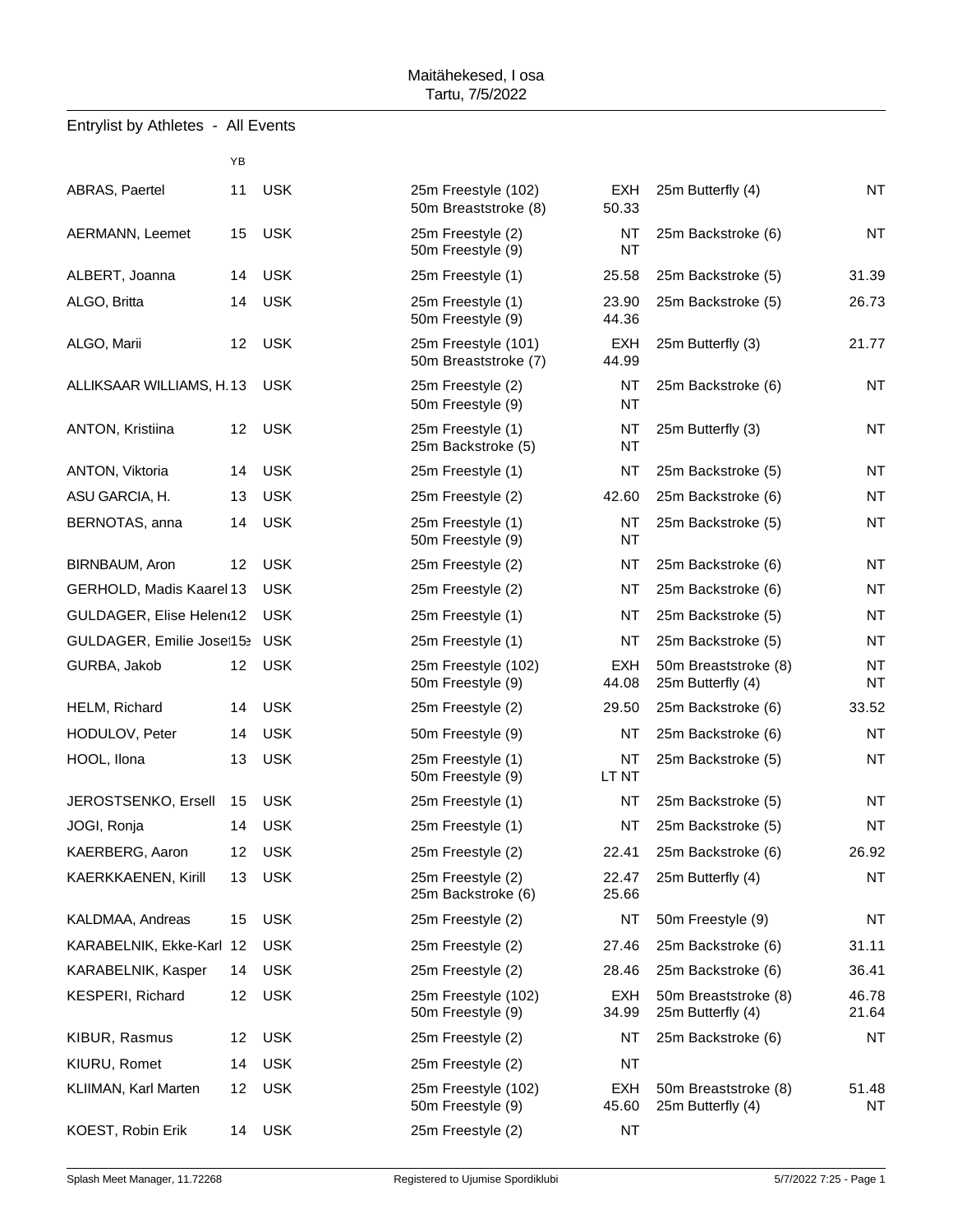Maitähekesed, I osa
Tartu, 7/5/2022

## Entrylist by Athletes - All Events

| | YB | | Event | Time | Event | Time |
|---|---|---|---|---|---|---|
| ABRAS, Paertel | 11 | USK | 25m Freestyle (102)<br>50m Breaststroke (8) | EXH<br>50.33 | 25m Butterfly (4) | NT |
| AERMANN, Leemet | 15 | USK | 25m Freestyle (2)<br>50m Freestyle (9) | NT<br>NT | 25m Backstroke (6) | NT |
| ALBERT, Joanna | 14 | USK | 25m Freestyle (1) | 25.58 | 25m Backstroke (5) | 31.39 |
| ALGO, Britta | 14 | USK | 25m Freestyle (1)<br>50m Freestyle (9) | 23.90<br>44.36 | 25m Backstroke (5) | 26.73 |
| ALGO, Marii | 12 | USK | 25m Freestyle (101)<br>50m Breaststroke (7) | EXH<br>44.99 | 25m Butterfly (3) | 21.77 |
| ALLIKSAAR WILLIAMS, H. | 13 | USK | 25m Freestyle (2)<br>50m Freestyle (9) | NT<br>NT | 25m Backstroke (6) | NT |
| ANTON, Kristiina | 12 | USK | 25m Freestyle (1)<br>25m Backstroke (5) | NT<br>NT | 25m Butterfly (3) | NT |
| ANTON, Viktoria | 14 | USK | 25m Freestyle (1) | NT | 25m Backstroke (5) | NT |
| ASU GARCIA, H. | 13 | USK | 25m Freestyle (2) | 42.60 | 25m Backstroke (6) | NT |
| BERNOTAS, anna | 14 | USK | 25m Freestyle (1)<br>50m Freestyle (9) | NT<br>NT | 25m Backstroke (5) | NT |
| BIRNBAUM, Aron | 12 | USK | 25m Freestyle (2) | NT | 25m Backstroke (6) | NT |
| GERHOLD, Madis Kaarel | 13 | USK | 25m Freestyle (2) | NT | 25m Backstroke (6) | NT |
| GULDAGER, Elise Helen | 12 | USK | 25m Freestyle (1) | NT | 25m Backstroke (5) | NT |
| GULDAGER, Emilie Jose | 15 | USK | 25m Freestyle (1) | NT | 25m Backstroke (5) | NT |
| GURBA, Jakob | 12 | USK | 25m Freestyle (102)<br>50m Freestyle (9) | EXH<br>44.08 | 50m Breaststroke (8)<br>25m Butterfly (4) | NT<br>NT |
| HELM, Richard | 14 | USK | 25m Freestyle (2) | 29.50 | 25m Backstroke (6) | 33.52 |
| HODULOV, Peter | 14 | USK | 50m Freestyle (9) | NT | 25m Backstroke (6) | NT |
| HOOL, Ilona | 13 | USK | 25m Freestyle (1)<br>50m Freestyle (9) | NT<br>LT NT | 25m Backstroke (5) | NT |
| JEROSTSENKO, Ersell | 15 | USK | 25m Freestyle (1) | NT | 25m Backstroke (5) | NT |
| JOGI, Ronja | 14 | USK | 25m Freestyle (1) | NT | 25m Backstroke (5) | NT |
| KAERBERG, Aaron | 12 | USK | 25m Freestyle (2) | 22.41 | 25m Backstroke (6) | 26.92 |
| KAERKKAENEN, Kirill | 13 | USK | 25m Freestyle (2)<br>25m Backstroke (6) | 22.47<br>25.66 | 25m Butterfly (4) | NT |
| KALDMAA, Andreas | 15 | USK | 25m Freestyle (2) | NT | 50m Freestyle (9) | NT |
| KARABELNIK, Ekke-Karl | 12 | USK | 25m Freestyle (2) | 27.46 | 25m Backstroke (6) | 31.11 |
| KARABELNIK, Kasper | 14 | USK | 25m Freestyle (2) | 28.46 | 25m Backstroke (6) | 36.41 |
| KESPERI, Richard | 12 | USK | 25m Freestyle (102)<br>50m Freestyle (9) | EXH<br>34.99 | 50m Breaststroke (8)<br>25m Butterfly (4) | 46.78<br>21.64 |
| KIBUR, Rasmus | 12 | USK | 25m Freestyle (2) | NT | 25m Backstroke (6) | NT |
| KIURU, Romet | 14 | USK | 25m Freestyle (2) | NT | | |
| KLIIMAN, Karl Marten | 12 | USK | 25m Freestyle (102)<br>50m Freestyle (9) | EXH<br>45.60 | 50m Breaststroke (8)<br>25m Butterfly (4) | 51.48<br>NT |
| KOEST, Robin Erik | 14 | USK | 25m Freestyle (2) | NT | | |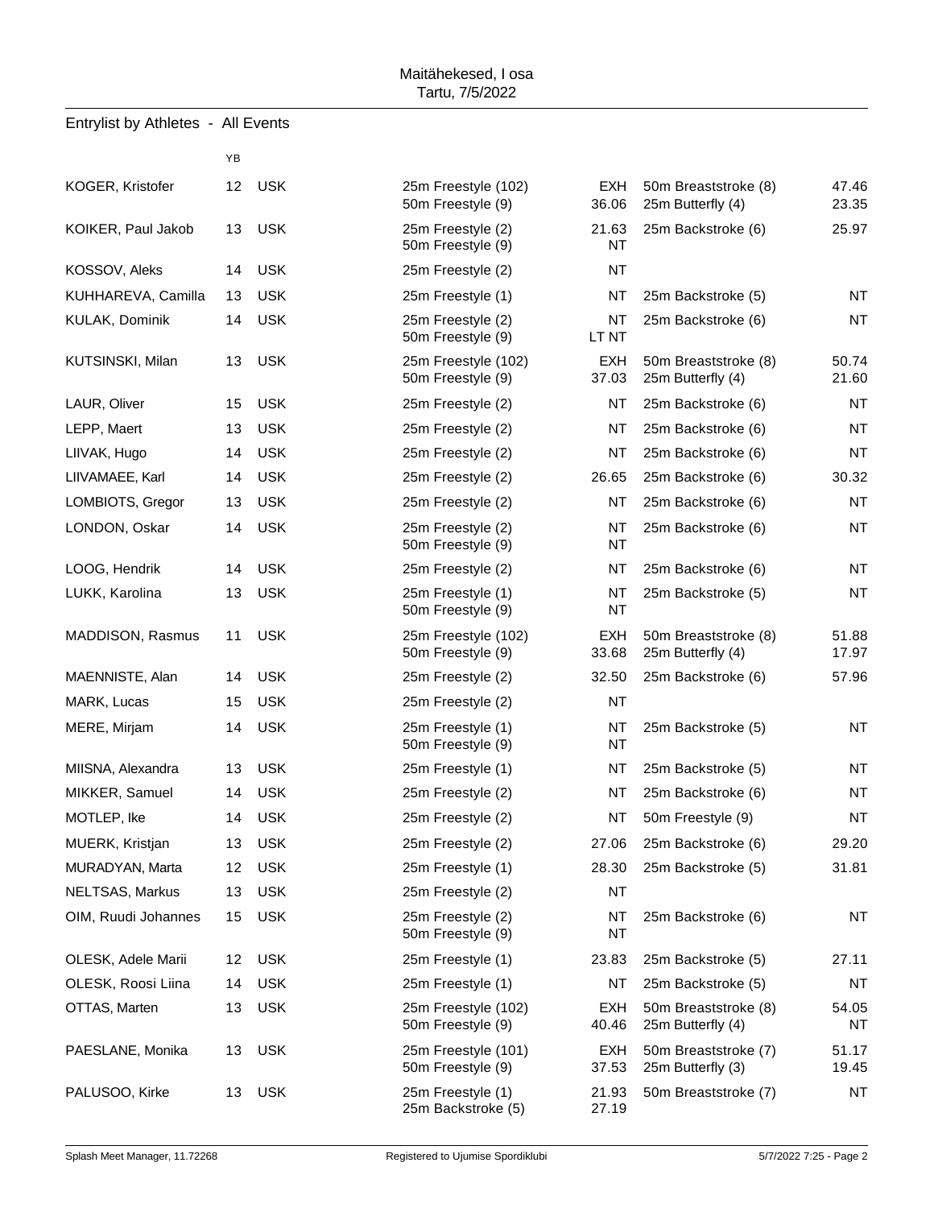Maitähekesed, I osa
Tartu, 7/5/2022

## Entrylist by Athletes - All Events

| | YB | | Event | Time | Event | Time |
|---|---|---|---|---|---|---|
| KOGER, Kristofer | 12 | USK | 25m Freestyle (102) | EXH | 50m Breaststroke (8) | 47.46 |
| | | | 50m Freestyle (9) | 36.06 | 25m Butterfly (4) | 23.35 |
| KOIKER, Paul Jakob | 13 | USK | 25m Freestyle (2) | 21.63 | 25m Backstroke (6) | 25.97 |
| | | | 50m Freestyle (9) | NT | | |
| KOSSOV, Aleks | 14 | USK | 25m Freestyle (2) | NT | | |
| KUHHAREVA, Camilla | 13 | USK | 25m Freestyle (1) | NT | 25m Backstroke (5) | NT |
| KULAK, Dominik | 14 | USK | 25m Freestyle (2) | NT | 25m Backstroke (6) | NT |
| | | | 50m Freestyle (9) | LT NT | | |
| KUTSINSKI, Milan | 13 | USK | 25m Freestyle (102) | EXH | 50m Breaststroke (8) | 50.74 |
| | | | 50m Freestyle (9) | 37.03 | 25m Butterfly (4) | 21.60 |
| LAUR, Oliver | 15 | USK | 25m Freestyle (2) | NT | 25m Backstroke (6) | NT |
| LEPP, Maert | 13 | USK | 25m Freestyle (2) | NT | 25m Backstroke (6) | NT |
| LIIVAK, Hugo | 14 | USK | 25m Freestyle (2) | NT | 25m Backstroke (6) | NT |
| LIIVAMAEE, Karl | 14 | USK | 25m Freestyle (2) | 26.65 | 25m Backstroke (6) | 30.32 |
| LOMBIOTS, Gregor | 13 | USK | 25m Freestyle (2) | NT | 25m Backstroke (6) | NT |
| LONDON, Oskar | 14 | USK | 25m Freestyle (2) | NT | 25m Backstroke (6) | NT |
| | | | 50m Freestyle (9) | NT | | |
| LOOG, Hendrik | 14 | USK | 25m Freestyle (2) | NT | 25m Backstroke (6) | NT |
| LUKK, Karolina | 13 | USK | 25m Freestyle (1) | NT | 25m Backstroke (5) | NT |
| | | | 50m Freestyle (9) | NT | | |
| MADDISON, Rasmus | 11 | USK | 25m Freestyle (102) | EXH | 50m Breaststroke (8) | 51.88 |
| | | | 50m Freestyle (9) | 33.68 | 25m Butterfly (4) | 17.97 |
| MAENNISTE, Alan | 14 | USK | 25m Freestyle (2) | 32.50 | 25m Backstroke (6) | 57.96 |
| MARK, Lucas | 15 | USK | 25m Freestyle (2) | NT | | |
| MERE, Mirjam | 14 | USK | 25m Freestyle (1) | NT | 25m Backstroke (5) | NT |
| | | | 50m Freestyle (9) | NT | | |
| MIISNA, Alexandra | 13 | USK | 25m Freestyle (1) | NT | 25m Backstroke (5) | NT |
| MIKKER, Samuel | 14 | USK | 25m Freestyle (2) | NT | 25m Backstroke (6) | NT |
| MOTLEP, Ike | 14 | USK | 25m Freestyle (2) | NT | 50m Freestyle (9) | NT |
| MUERK, Kristjan | 13 | USK | 25m Freestyle (2) | 27.06 | 25m Backstroke (6) | 29.20 |
| MURADYAN, Marta | 12 | USK | 25m Freestyle (1) | 28.30 | 25m Backstroke (5) | 31.81 |
| NELTSAS, Markus | 13 | USK | 25m Freestyle (2) | NT | | |
| OIM, Ruudi Johannes | 15 | USK | 25m Freestyle (2) | NT | 25m Backstroke (6) | NT |
| | | | 50m Freestyle (9) | NT | | |
| OLESK, Adele Marii | 12 | USK | 25m Freestyle (1) | 23.83 | 25m Backstroke (5) | 27.11 |
| OLESK, Roosi Liina | 14 | USK | 25m Freestyle (1) | NT | 25m Backstroke (5) | NT |
| OTTAS, Marten | 13 | USK | 25m Freestyle (102) | EXH | 50m Breaststroke (8) | 54.05 |
| | | | 50m Freestyle (9) | 40.46 | 25m Butterfly (4) | NT |
| PAESLANE, Monika | 13 | USK | 25m Freestyle (101) | EXH | 50m Breaststroke (7) | 51.17 |
| | | | 50m Freestyle (9) | 37.53 | 25m Butterfly (3) | 19.45 |
| PALUSOO, Kirke | 13 | USK | 25m Freestyle (1) | 21.93 | 50m Breaststroke (7) | NT |
| | | | 25m Backstroke (5) | 27.19 | | |

Splash Meet Manager, 11.72268 Registered to Ujumise Spordiklubi 5/7/2022 7:25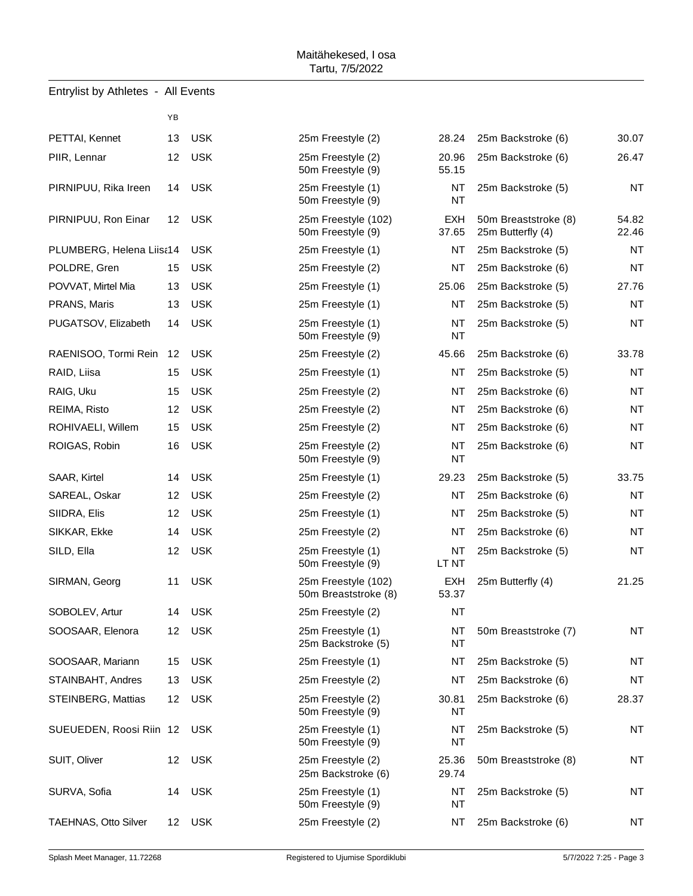Maitähekesed, I osa
Tartu, 7/5/2022

## Entrylist by Athletes - All Events

| | YB | | | | | |
|---|---|---|---|---|---|---|
| PETTAI, Kennet | 13 | USK | 25m Freestyle (2) | 28.24 | 25m Backstroke (6) | 30.07 |
| PIIR, Lennar | 12 | USK | 25m Freestyle (2)<br>50m Freestyle (9) | 20.96<br>55.15 | 25m Backstroke (6) | 26.47 |
| PIRNIPUU, Rika Ireen | 14 | USK | 25m Freestyle (1)<br>50m Freestyle (9) | NT<br>NT | 25m Backstroke (5) | NT |
| PIRNIPUU, Ron Einar | 12 | USK | 25m Freestyle (102)<br>50m Freestyle (9) | EXH<br>37.65 | 50m Breaststroke (8)<br>25m Butterfly (4) | 54.82<br>22.46 |
| PLUMBERG, Helena Liisa | 14 | USK | 25m Freestyle (1) | NT | 25m Backstroke (5) | NT |
| POLDRE, Gren | 15 | USK | 25m Freestyle (2) | NT | 25m Backstroke (6) | NT |
| POVVAT, Mirtel Mia | 13 | USK | 25m Freestyle (1) | 25.06 | 25m Backstroke (5) | 27.76 |
| PRANS, Maris | 13 | USK | 25m Freestyle (1) | NT | 25m Backstroke (5) | NT |
| PUGATSOV, Elizabeth | 14 | USK | 25m Freestyle (1)<br>50m Freestyle (9) | NT<br>NT | 25m Backstroke (5) | NT |
| RAENISOO, Tormi Rein | 12 | USK | 25m Freestyle (2) | 45.66 | 25m Backstroke (6) | 33.78 |
| RAID, Liisa | 15 | USK | 25m Freestyle (1) | NT | 25m Backstroke (5) | NT |
| RAIG, Uku | 15 | USK | 25m Freestyle (2) | NT | 25m Backstroke (6) | NT |
| REIMA, Risto | 12 | USK | 25m Freestyle (2) | NT | 25m Backstroke (6) | NT |
| ROHIVAELI, Willem | 15 | USK | 25m Freestyle (2) | NT | 25m Backstroke (6) | NT |
| ROIGAS, Robin | 16 | USK | 25m Freestyle (2)<br>50m Freestyle (9) | NT<br>NT | 25m Backstroke (6) | NT |
| SAAR, Kirtel | 14 | USK | 25m Freestyle (1) | 29.23 | 25m Backstroke (5) | 33.75 |
| SAREAL, Oskar | 12 | USK | 25m Freestyle (2) | NT | 25m Backstroke (6) | NT |
| SIIDRA, Elis | 12 | USK | 25m Freestyle (1) | NT | 25m Backstroke (5) | NT |
| SIKKAR, Ekke | 14 | USK | 25m Freestyle (2) | NT | 25m Backstroke (6) | NT |
| SILD, Ella | 12 | USK | 25m Freestyle (1)<br>50m Freestyle (9) | NT<br>LT NT | 25m Backstroke (5) | NT |
| SIRMAN, Georg | 11 | USK | 25m Freestyle (102)<br>50m Breaststroke (8) | EXH<br>53.37 | 25m Butterfly (4) | 21.25 |
| SOBOLEV, Artur | 14 | USK | 25m Freestyle (2) | NT | | |
| SOOSAAR, Elenora | 12 | USK | 25m Freestyle (1)<br>25m Backstroke (5) | NT<br>NT | 50m Breaststroke (7) | NT |
| SOOSAAR, Mariann | 15 | USK | 25m Freestyle (1) | NT | 25m Backstroke (5) | NT |
| STAINBAHT, Andres | 13 | USK | 25m Freestyle (2) | NT | 25m Backstroke (6) | NT |
| STEINBERG, Mattias | 12 | USK | 25m Freestyle (2)<br>50m Freestyle (9) | 30.81<br>NT | 25m Backstroke (6) | 28.37 |
| SUEUEDEN, Roosi Riin | 12 | USK | 25m Freestyle (1)<br>50m Freestyle (9) | NT<br>NT | 25m Backstroke (5) | NT |
| SUIT, Oliver | 12 | USK | 25m Freestyle (2)<br>25m Backstroke (6) | 25.36<br>29.74 | 50m Breaststroke (8) | NT |
| SURVA, Sofia | 14 | USK | 25m Freestyle (1)<br>50m Freestyle (9) | NT<br>NT | 25m Backstroke (5) | NT |
| TAEHNAS, Otto Silver | 12 | USK | 25m Freestyle (2) | NT | 25m Backstroke (6) | NT |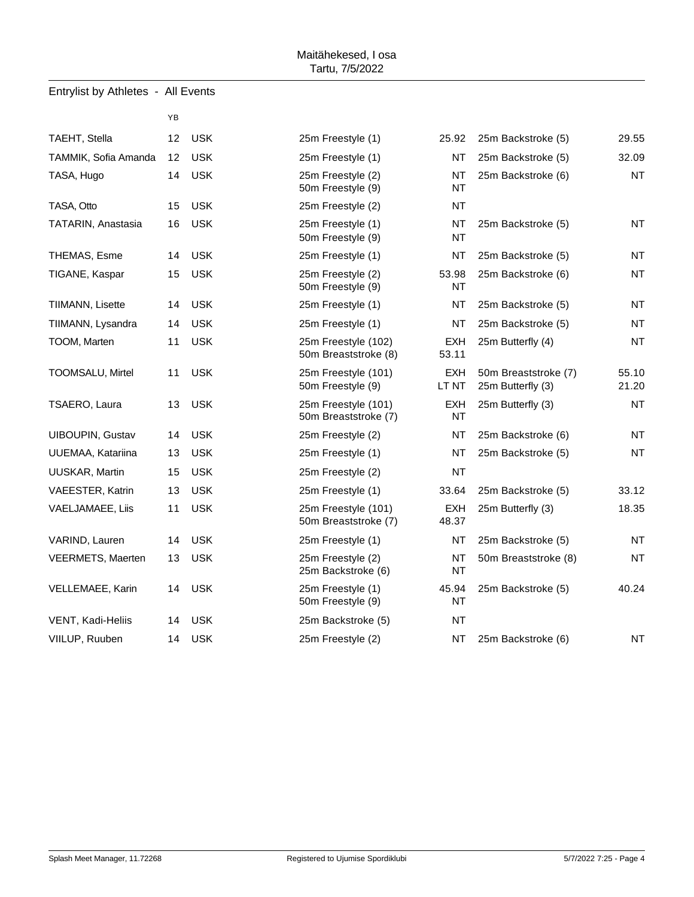Maitähekesed, I osa
Tartu, 7/5/2022

## Entrylist by Athletes - All Events

| | YB | | | | | |
|---|---|---|---|---|---|---|
| TAEHT, Stella | 12 | USK | 25m Freestyle (1) | 25.92 | 25m Backstroke (5) | 29.55 |
| TAMMIK, Sofia Amanda | 12 | USK | 25m Freestyle (1) | NT | 25m Backstroke (5) | 32.09 |
| TASA, Hugo | 14 | USK | 25m Freestyle (2)<br>50m Freestyle (9) | NT<br>NT | 25m Backstroke (6) | NT |
| TASA, Otto | 15 | USK | 25m Freestyle (2) | NT | | |
| TATARIN, Anastasia | 16 | USK | 25m Freestyle (1)<br>50m Freestyle (9) | NT<br>NT | 25m Backstroke (5) | NT |
| THEMAS, Esme | 14 | USK | 25m Freestyle (1) | NT | 25m Backstroke (5) | NT |
| TIGANE, Kaspar | 15 | USK | 25m Freestyle (2)<br>50m Freestyle (9) | 53.98<br>NT | 25m Backstroke (6) | NT |
| TIIMANN, Lisette | 14 | USK | 25m Freestyle (1) | NT | 25m Backstroke (5) | NT |
| TIIMANN, Lysandra | 14 | USK | 25m Freestyle (1) | NT | 25m Backstroke (5) | NT |
| TOOM, Marten | 11 | USK | 25m Freestyle (102)<br>50m Breaststroke (8) | EXH<br>53.11 | 25m Butterfly (4) | NT |
| TOOMSALU, Mirtel | 11 | USK | 25m Freestyle (101)<br>50m Freestyle (9) | EXH<br>LT NT | 50m Breaststroke (7)<br>25m Butterfly (3) | 55.10<br>21.20 |
| TSAERO, Laura | 13 | USK | 25m Freestyle (101)<br>50m Breaststroke (7) | EXH<br>NT | 25m Butterfly (3) | NT |
| UIBOUPIN, Gustav | 14 | USK | 25m Freestyle (2) | NT | 25m Backstroke (6) | NT |
| UUEMAA, Katariina | 13 | USK | 25m Freestyle (1) | NT | 25m Backstroke (5) | NT |
| UUSKAR, Martin | 15 | USK | 25m Freestyle (2) | NT | | |
| VAEESTER, Katrin | 13 | USK | 25m Freestyle (1) | 33.64 | 25m Backstroke (5) | 33.12 |
| VAELJAMAEE, Liis | 11 | USK | 25m Freestyle (101)<br>50m Breaststroke (7) | EXH<br>48.37 | 25m Butterfly (3) | 18.35 |
| VARIND, Lauren | 14 | USK | 25m Freestyle (1) | NT | 25m Backstroke (5) | NT |
| VEERMETS, Maerten | 13 | USK | 25m Freestyle (2)<br>25m Backstroke (6) | NT<br>NT | 50m Breaststroke (8) | NT |
| VELLEMAEE, Karin | 14 | USK | 25m Freestyle (1)<br>50m Freestyle (9) | 45.94<br>NT | 25m Backstroke (5) | 40.24 |
| VENT, Kadi-Heliis | 14 | USK | 25m Backstroke (5) | NT | | |
| VIILUP, Ruuben | 14 | USK | 25m Freestyle (2) | NT | 25m Backstroke (6) | NT |

Splash Meet Manager, 11.72268 | Registered to Ujumise Spordiklubi | 5/7/2022 7:25